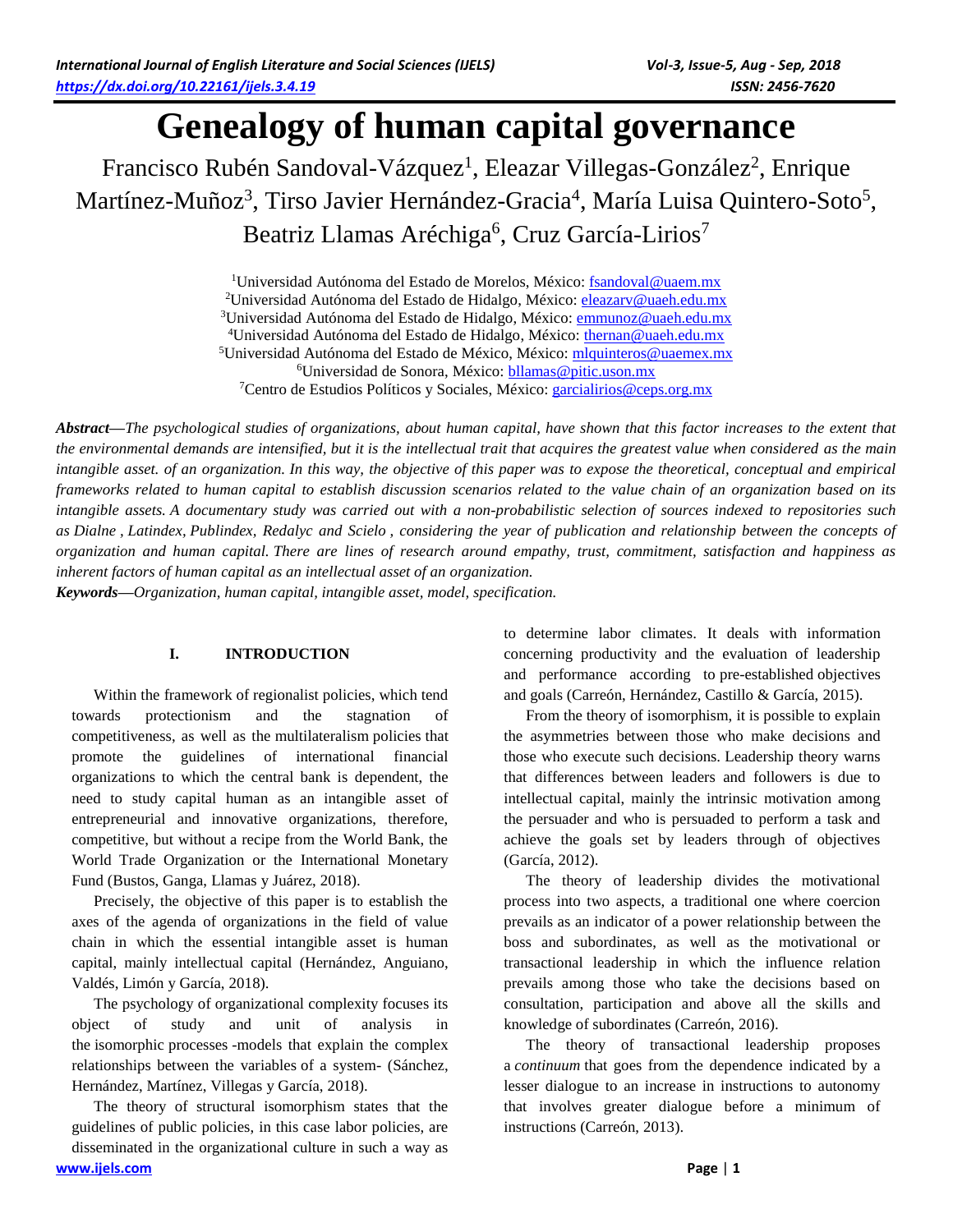# Genealogy of human capital governance

Francisco Rubén Sandoval-Vázquez[1], Eleazar Villegas-González[2], Enrique Martínez-Muñoz[3], Tirso Javier Hernández-Gracia[4], María Luisa Quintero-Soto[5], Beatriz Llamas Aréchiga[6], Cruz García-Lirios[7]

[1]Universidad Autónoma del Estado de Morelos, México: fsandoval@uaem.mx
[2]Universidad Autónoma del Estado de Hidalgo, México: eleazarv@uaeh.edu.mx
[3]Universidad Autónoma del Estado de Hidalgo, México: emmunoz@uaeh.edu.mx
[4]Universidad Autónoma del Estado de Hidalgo, México: thernan@uaeh.edu.mx
[5]Universidad Autónoma del Estado de México, México: mlquinteros@uaemex.mx
[6]Universidad de Sonora, México: bllamas@pitic.uson.mx
[7]Centro de Estudios Políticos y Sociales, México: garcialirios@ceps.org.mx

***Abstract*—*The psychological studies of organizations, about human capital, have shown that this factor increases to the extent that the environmental demands are intensified, but it is the intellectual trait that acquires the greatest value when considered as the main intangible asset. of an organization. In this way, the objective of this paper was to expose the theoretical, conceptual and empirical frameworks related to human capital to establish discussion scenarios related to the value chain of an organization based on its intangible assets. A documentary study was carried out with a non-probabilistic selection of sources indexed to repositories such as Dialne , Latindex, Publindex, Redalyc and Scielo , considering the year of publication and relationship between the concepts of organization and human capital. There are lines of research around empathy, trust, commitment, satisfaction and happiness as inherent factors of human capital as an intellectual asset of an organization.***

***Keywords*—*Organization, human capital, intangible asset, model, specification.***

## I. INTRODUCTION

Within the framework of regionalist policies, which tend towards protectionism and the stagnation of competitiveness, as well as the multilateralism policies that promote the guidelines of international financial organizations to which the central bank is dependent, the need to study capital human as an intangible asset of entrepreneurial and innovative organizations, therefore, competitive, but without a recipe from the World Bank, the World Trade Organization or the International Monetary Fund (Bustos, Ganga, Llamas y Juárez, 2018).

Precisely, the objective of this paper is to establish the axes of the agenda of organizations in the field of value chain in which the essential intangible asset is human capital, mainly intellectual capital (Hernández, Anguiano, Valdés, Limón y García, 2018).

The psychology of organizational complexity focuses its object of study and unit of analysis in the isomorphic processes -models that explain the complex relationships between the variables of a system- (Sánchez, Hernández, Martínez, Villegas y García, 2018).

The theory of structural isomorphism states that the guidelines of public policies, in this case labor policies, are disseminated in the organizational culture in such a way as to determine labor climates. It deals with information concerning productivity and the evaluation of leadership and performance according to pre-established objectives and goals (Carreón, Hernández, Castillo & García, 2015).

From the theory of isomorphism, it is possible to explain the asymmetries between those who make decisions and those who execute such decisions. Leadership theory warns that differences between leaders and followers is due to intellectual capital, mainly the intrinsic motivation among the persuader and who is persuaded to perform a task and achieve the goals set by leaders through of objectives (García, 2012).

The theory of leadership divides the motivational process into two aspects, a traditional one where coercion prevails as an indicator of a power relationship between the boss and subordinates, as well as the motivational or transactional leadership in which the influence relation prevails among those who take the decisions based on consultation, participation and above all the skills and knowledge of subordinates (Carreón, 2016).

The theory of transactional leadership proposes a *continuum* that goes from the dependence indicated by a lesser dialogue to an increase in instructions to autonomy that involves greater dialogue before a minimum of instructions (Carreón, 2013).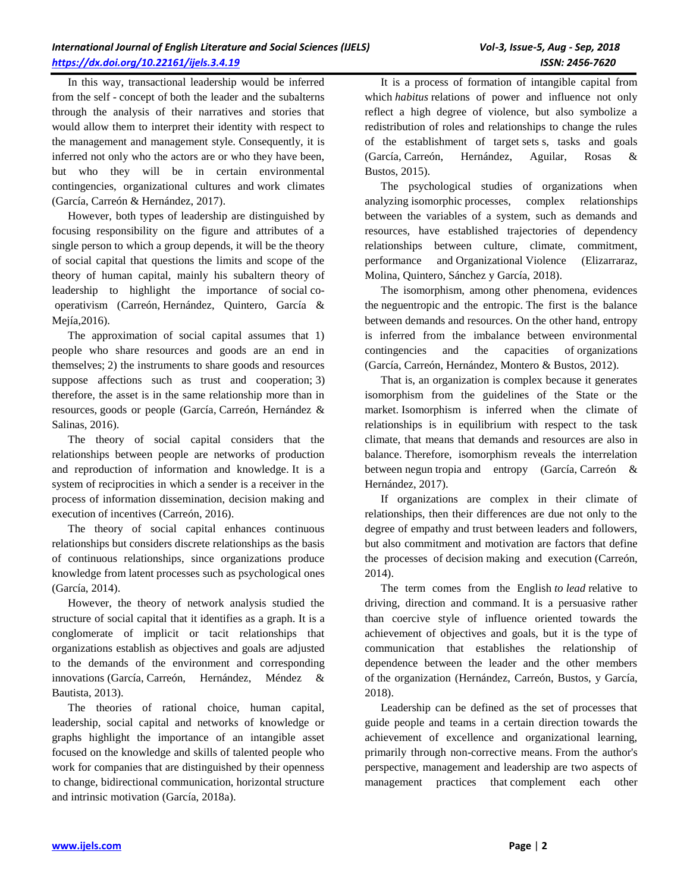In this way, transactional leadership would be inferred from the self - concept of both the leader and the subalterns through the analysis of their narratives and stories that would allow them to interpret their identity with respect to the management and management style. Consequently, it is inferred not only who the actors are or who they have been, but who they will be in certain environmental contingencies, organizational cultures and work climates (García, Carreón & Hernández, 2017).

However, both types of leadership are distinguished by focusing responsibility on the figure and attributes of a single person to which a group depends, it will be the theory of social capital that questions the limits and scope of the theory of human capital, mainly his subaltern theory of leadership to highlight the importance of social co-operativism (Carreón, Hernández, Quintero, García & Mejía,2016).

The approximation of social capital assumes that 1) people who share resources and goods are an end in themselves; 2) the instruments to share goods and resources suppose affections such as trust and cooperation; 3) therefore, the asset is in the same relationship more than in resources, goods or people (García, Carreón, Hernández & Salinas, 2016).

The theory of social capital considers that the relationships between people are networks of production and reproduction of information and knowledge. It is a system of reciprocities in which a sender is a receiver in the process of information dissemination, decision making and execution of incentives (Carreón, 2016).

The theory of social capital enhances continuous relationships but considers discrete relationships as the basis of continuous relationships, since organizations produce knowledge from latent processes such as psychological ones (García, 2014).

However, the theory of network analysis studied the structure of social capital that it identifies as a graph. It is a conglomerate of implicit or tacit relationships that organizations establish as objectives and goals are adjusted to the demands of the environment and corresponding innovations (García, Carreón, Hernández, Méndez & Bautista, 2013).

The theories of rational choice, human capital, leadership, social capital and networks of knowledge or graphs highlight the importance of an intangible asset focused on the knowledge and skills of talented people who work for companies that are distinguished by their openness to change, bidirectional communication, horizontal structure and intrinsic motivation (García, 2018a).

It is a process of formation of intangible capital from which *habitus* relations of power and influence not only reflect a high degree of violence, but also symbolize a redistribution of roles and relationships to change the rules of the establishment of target sets s, tasks and goals (García, Carreón, Hernández, Aguilar, Rosas & Bustos, 2015).

The psychological studies of organizations when analyzing isomorphic processes, complex relationships between the variables of a system, such as demands and resources, have established trajectories of dependency relationships between culture, climate, commitment, performance and Organizational Violence (Elizarraraz, Molina, Quintero, Sánchez y García, 2018).

The isomorphism, among other phenomena, evidences the neguentropic and the entropic. The first is the balance between demands and resources. On the other hand, entropy is inferred from the imbalance between environmental contingencies and the capacities of organizations (García, Carreón, Hernández, Montero & Bustos, 2012).

That is, an organization is complex because it generates isomorphism from the guidelines of the State or the market. Isomorphism is inferred when the climate of relationships is in equilibrium with respect to the task climate, that means that demands and resources are also in balance. Therefore, isomorphism reveals the interrelation between negun tropia and entropy (García, Carreón & Hernández, 2017).

If organizations are complex in their climate of relationships, then their differences are due not only to the degree of empathy and trust between leaders and followers, but also commitment and motivation are factors that define the processes of decision making and execution (Carreón, 2014).

The term comes from the English *to lead* relative to driving, direction and command. It is a persuasive rather than coercive style of influence oriented towards the achievement of objectives and goals, but it is the type of communication that establishes the relationship of dependence between the leader and the other members of the organization (Hernández, Carreón, Bustos, y García, 2018).

Leadership can be defined as the set of processes that guide people and teams in a certain direction towards the achievement of excellence and organizational learning, primarily through non-corrective means. From the author's perspective, management and leadership are two aspects of management practices that complement each other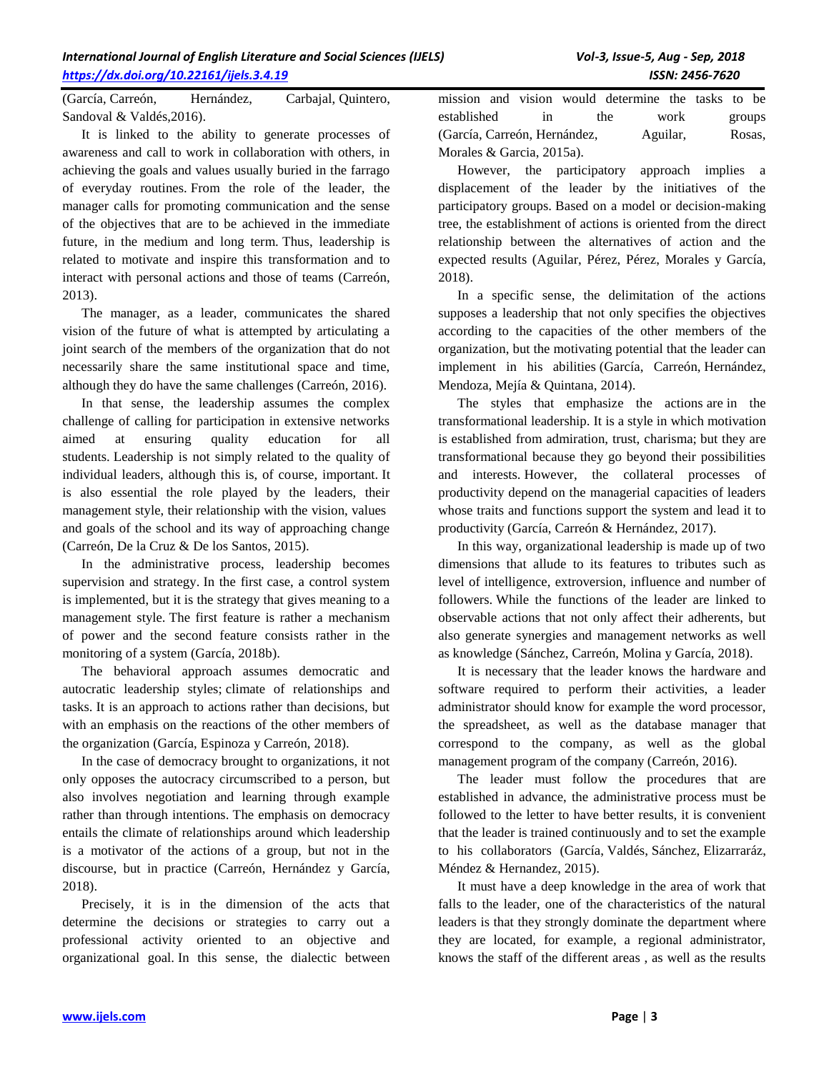(García, Carreón, Hernández, Carbajal, Quintero, Sandoval & Valdés,2016).

It is linked to the ability to generate processes of awareness and call to work in collaboration with others, in achieving the goals and values usually buried in the farrago of everyday routines. From the role of the leader, the manager calls for promoting communication and the sense of the objectives that are to be achieved in the immediate future, in the medium and long term. Thus, leadership is related to motivate and inspire this transformation and to interact with personal actions and those of teams (Carreón, 2013).

The manager, as a leader, communicates the shared vision of the future of what is attempted by articulating a joint search of the members of the organization that do not necessarily share the same institutional space and time, although they do have the same challenges (Carreón, 2016).

In that sense, the leadership assumes the complex challenge of calling for participation in extensive networks aimed at ensuring quality education for all students. Leadership is not simply related to the quality of individual leaders, although this is, of course, important. It is also essential the role played by the leaders, their management style, their relationship with the vision, values and goals of the school and its way of approaching change (Carreón, De la Cruz & De los Santos, 2015).

In the administrative process, leadership becomes supervision and strategy. In the first case, a control system is implemented, but it is the strategy that gives meaning to a management style. The first feature is rather a mechanism of power and the second feature consists rather in the monitoring of a system (García, 2018b).

The behavioral approach assumes democratic and autocratic leadership styles; climate of relationships and tasks. It is an approach to actions rather than decisions, but with an emphasis on the reactions of the other members of the organization (García, Espinoza y Carreón, 2018).

In the case of democracy brought to organizations, it not only opposes the autocracy circumscribed to a person, but also involves negotiation and learning through example rather than through intentions. The emphasis on democracy entails the climate of relationships around which leadership is a motivator of the actions of a group, but not in the discourse, but in practice (Carreón, Hernández y García, 2018).

Precisely, it is in the dimension of the acts that determine the decisions or strategies to carry out a professional activity oriented to an objective and organizational goal. In this sense, the dialectic between mission and vision would determine the tasks to be established in the work groups (García, Carreón, Hernández, Aguilar, Rosas, Morales & Garcia, 2015a).

However, the participatory approach implies a displacement of the leader by the initiatives of the participatory groups. Based on a model or decision-making tree, the establishment of actions is oriented from the direct relationship between the alternatives of action and the expected results (Aguilar, Pérez, Pérez, Morales y García, 2018).

In a specific sense, the delimitation of the actions supposes a leadership that not only specifies the objectives according to the capacities of the other members of the organization, but the motivating potential that the leader can implement in his abilities (García, Carreón, Hernández, Mendoza, Mejía & Quintana, 2014).

The styles that emphasize the actions are in the transformational leadership. It is a style in which motivation is established from admiration, trust, charisma; but they are transformational because they go beyond their possibilities and interests. However, the collateral processes of productivity depend on the managerial capacities of leaders whose traits and functions support the system and lead it to productivity (García, Carreón & Hernández, 2017).

In this way, organizational leadership is made up of two dimensions that allude to its features to tributes such as level of intelligence, extroversion, influence and number of followers. While the functions of the leader are linked to observable actions that not only affect their adherents, but also generate synergies and management networks as well as knowledge (Sánchez, Carreón, Molina y García, 2018).

It is necessary that the leader knows the hardware and software required to perform their activities, a leader administrator should know for example the word processor, the spreadsheet, as well as the database manager that correspond to the company, as well as the global management program of the company (Carreón, 2016).

The leader must follow the procedures that are established in advance, the administrative process must be followed to the letter to have better results, it is convenient that the leader is trained continuously and to set the example to his collaborators (García, Valdés, Sánchez, Elizarraráz, Méndez & Hernandez, 2015).

It must have a deep knowledge in the area of work that falls to the leader, one of the characteristics of the natural leaders is that they strongly dominate the department where they are located, for example, a regional administrator, knows the staff of the different areas , as well as the results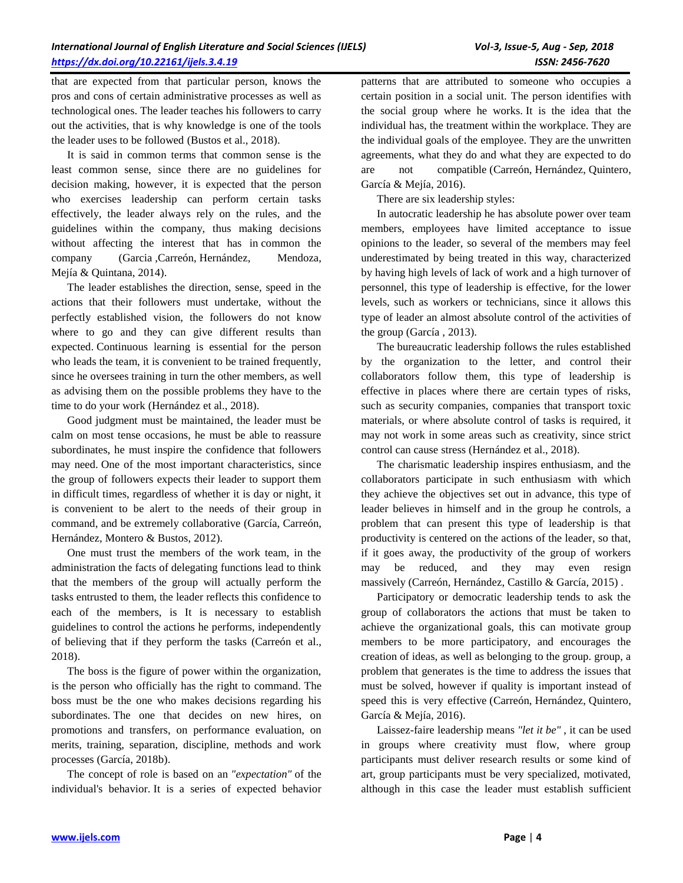that are expected from that particular person, knows the pros and cons of certain administrative processes as well as technological ones. The leader teaches his followers to carry out the activities, that is why knowledge is one of the tools the leader uses to be followed (Bustos et al., 2018).

It is said in common terms that common sense is the least common sense, since there are no guidelines for decision making, however, it is expected that the person who exercises leadership can perform certain tasks effectively, the leader always rely on the rules, and the guidelines within the company, thus making decisions without affecting the interest that has in common the company (Garcia ,Carreón, Hernández, Mendoza, Mejía & Quintana, 2014).

The leader establishes the direction, sense, speed in the actions that their followers must undertake, without the perfectly established vision, the followers do not know where to go and they can give different results than expected. Continuous learning is essential for the person who leads the team, it is convenient to be trained frequently, since he oversees training in turn the other members, as well as advising them on the possible problems they have to the time to do your work (Hernández et al., 2018).

Good judgment must be maintained, the leader must be calm on most tense occasions, he must be able to reassure subordinates, he must inspire the confidence that followers may need. One of the most important characteristics, since the group of followers expects their leader to support them in difficult times, regardless of whether it is day or night, it is convenient to be alert to the needs of their group in command, and be extremely collaborative (García, Carreón, Hernández, Montero & Bustos, 2012).

One must trust the members of the work team, in the administration the facts of delegating functions lead to think that the members of the group will actually perform the tasks entrusted to them, the leader reflects this confidence to each of the members, is It is necessary to establish guidelines to control the actions he performs, independently of believing that if they perform the tasks (Carreón et al., 2018).

The boss is the figure of power within the organization, is the person who officially has the right to command. The boss must be the one who makes decisions regarding his subordinates. The one that decides on new hires, on promotions and transfers, on performance evaluation, on merits, training, separation, discipline, methods and work processes (García, 2018b).

The concept of role is based on an *"expectation"* of the individual's behavior. It is a series of expected behavior patterns that are attributed to someone who occupies a certain position in a social unit. The person identifies with the social group where he works. It is the idea that the individual has, the treatment within the workplace. They are the individual goals of the employee. They are the unwritten agreements, what they do and what they are expected to do are not compatible (Carreón, Hernández, Quintero, García & Mejía, 2016).

There are six leadership styles:

In autocratic leadership he has absolute power over team members, employees have limited acceptance to issue opinions to the leader, so several of the members may feel underestimated by being treated in this way, characterized by having high levels of lack of work and a high turnover of personnel, this type of leadership is effective, for the lower levels, such as workers or technicians, since it allows this type of leader an almost absolute control of the activities of the group (García , 2013).

The bureaucratic leadership follows the rules established by the organization to the letter, and control their collaborators follow them, this type of leadership is effective in places where there are certain types of risks, such as security companies, companies that transport toxic materials, or where absolute control of tasks is required, it may not work in some areas such as creativity, since strict control can cause stress (Hernández et al., 2018).

The charismatic leadership inspires enthusiasm, and the collaborators participate in such enthusiasm with which they achieve the objectives set out in advance, this type of leader believes in himself and in the group he controls, a problem that can present this type of leadership is that productivity is centered on the actions of the leader, so that, if it goes away, the productivity of the group of workers may be reduced, and they may even resign massively (Carreón, Hernández, Castillo & García, 2015) .

Participatory or democratic leadership tends to ask the group of collaborators the actions that must be taken to achieve the organizational goals, this can motivate group members to be more participatory, and encourages the creation of ideas, as well as belonging to the group. group, a problem that generates is the time to address the issues that must be solved, however if quality is important instead of speed this is very effective (Carreón, Hernández, Quintero, García & Mejía, 2016).

Laissez-faire leadership means *"let it be"* , it can be used in groups where creativity must flow, where group participants must deliver research results or some kind of art, group participants must be very specialized, motivated, although in this case the leader must establish sufficient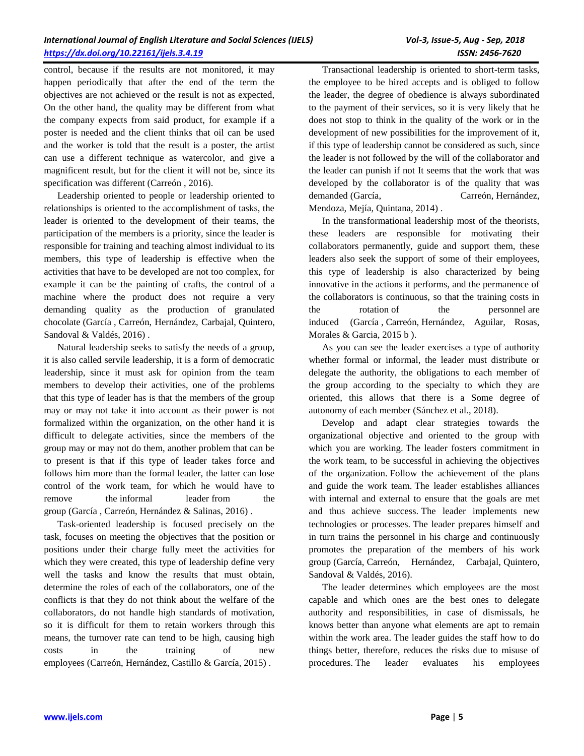control, because if the results are not monitored, it may happen periodically that after the end of the term the objectives are not achieved or the result is not as expected, On the other hand, the quality may be different from what the company expects from said product, for example if a poster is needed and the client thinks that oil can be used and the worker is told that the result is a poster, the artist can use a different technique as watercolor, and give a magnificent result, but for the client it will not be, since its specification was different (Carreón , 2016).

Leadership oriented to people or leadership oriented to relationships is oriented to the accomplishment of tasks, the leader is oriented to the development of their teams, the participation of the members is a priority, since the leader is responsible for training and teaching almost individual to its members, this type of leadership is effective when the activities that have to be developed are not too complex, for example it can be the painting of crafts, the control of a machine where the product does not require a very demanding quality as the production of granulated chocolate (García , Carreón, Hernández, Carbajal, Quintero, Sandoval & Valdés, 2016) .

Natural leadership seeks to satisfy the needs of a group, it is also called servile leadership, it is a form of democratic leadership, since it must ask for opinion from the team members to develop their activities, one of the problems that this type of leader has is that the members of the group may or may not take it into account as their power is not formalized within the organization, on the other hand it is difficult to delegate activities, since the members of the group may or may not do them, another problem that can be to present is that if this type of leader takes force and follows him more than the formal leader, the latter can lose control of the work team, for which he would have to remove the informal leader from the group (García , Carreón, Hernández & Salinas, 2016) .

Task-oriented leadership is focused precisely on the task, focuses on meeting the objectives that the position or positions under their charge fully meet the activities for which they were created, this type of leadership define very well the tasks and know the results that must obtain, determine the roles of each of the collaborators, one of the conflicts is that they do not think about the welfare of the collaborators, do not handle high standards of motivation, so it is difficult for them to retain workers through this means, the turnover rate can tend to be high, causing high costs in the training of new employees (Carreón, Hernández, Castillo & García, 2015) .

Transactional leadership is oriented to short-term tasks, the employee to be hired accepts and is obliged to follow the leader, the degree of obedience is always subordinated to the payment of their services, so it is very likely that he does not stop to think in the quality of the work or in the development of new possibilities for the improvement of it, if this type of leadership cannot be considered as such, since the leader is not followed by the will of the collaborator and the leader can punish if not It seems that the work that was developed by the collaborator is of the quality that was demanded (García, Carreón, Hernández, Mendoza, Mejía, Quintana, 2014) .

In the transformational leadership most of the theorists, these leaders are responsible for motivating their collaborators permanently, guide and support them, these leaders also seek the support of some of their employees, this type of leadership is also characterized by being innovative in the actions it performs, and the permanence of the collaborators is continuous, so that the training costs in the rotation of the personnel are induced (García , Carreón, Hernández, Aguilar, Rosas, Morales & Garcia, 2015 b ).

As you can see the leader exercises a type of authority whether formal or informal, the leader must distribute or delegate the authority, the obligations to each member of the group according to the specialty to which they are oriented, this allows that there is a Some degree of autonomy of each member (Sánchez et al., 2018).

Develop and adapt clear strategies towards the organizational objective and oriented to the group with which you are working. The leader fosters commitment in the work team, to be successful in achieving the objectives of the organization. Follow the achievement of the plans and guide the work team. The leader establishes alliances with internal and external to ensure that the goals are met and thus achieve success. The leader implements new technologies or processes. The leader prepares himself and in turn trains the personnel in his charge and continuously promotes the preparation of the members of his work group (García, Carreón, Hernández, Carbajal, Quintero, Sandoval & Valdés, 2016).

The leader determines which employees are the most capable and which ones are the best ones to delegate authority and responsibilities, in case of dismissals, he knows better than anyone what elements are apt to remain within the work area. The leader guides the staff how to do things better, therefore, reduces the risks due to misuse of procedures. The leader evaluates his employees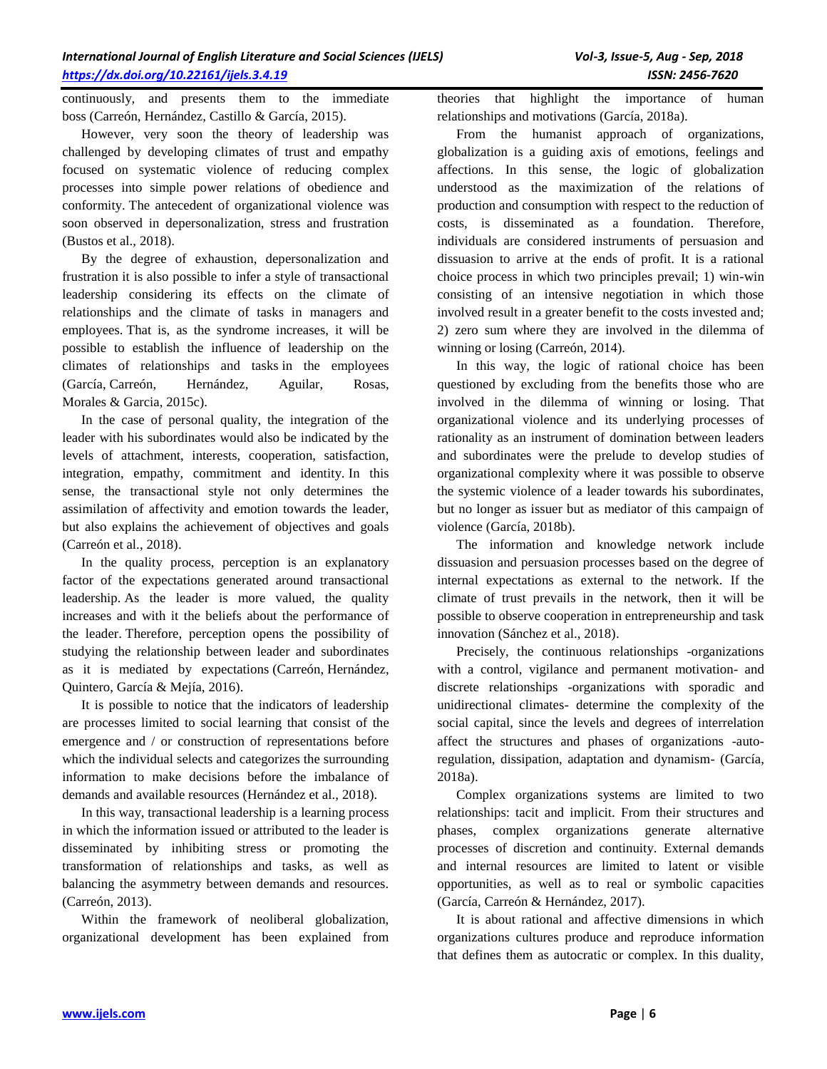continuously, and presents them to the immediate boss (Carreón, Hernández, Castillo & García, 2015).

However, very soon the theory of leadership was challenged by developing climates of trust and empathy focused on systematic violence of reducing complex processes into simple power relations of obedience and conformity. The antecedent of organizational violence was soon observed in depersonalization, stress and frustration (Bustos et al., 2018).

By the degree of exhaustion, depersonalization and frustration it is also possible to infer a style of transactional leadership considering its effects on the climate of relationships and the climate of tasks in managers and employees. That is, as the syndrome increases, it will be possible to establish the influence of leadership on the climates of relationships and tasks in the employees (García, Carreón, Hernández, Aguilar, Rosas, Morales & Garcia, 2015c).

In the case of personal quality, the integration of the leader with his subordinates would also be indicated by the levels of attachment, interests, cooperation, satisfaction, integration, empathy, commitment and identity. In this sense, the transactional style not only determines the assimilation of affectivity and emotion towards the leader, but also explains the achievement of objectives and goals (Carreón et al., 2018).

In the quality process, perception is an explanatory factor of the expectations generated around transactional leadership. As the leader is more valued, the quality increases and with it the beliefs about the performance of the leader. Therefore, perception opens the possibility of studying the relationship between leader and subordinates as it is mediated by expectations (Carreón, Hernández, Quintero, García & Mejía, 2016).

It is possible to notice that the indicators of leadership are processes limited to social learning that consist of the emergence and / or construction of representations before which the individual selects and categorizes the surrounding information to make decisions before the imbalance of demands and available resources (Hernández et al., 2018).

In this way, transactional leadership is a learning process in which the information issued or attributed to the leader is disseminated by inhibiting stress or promoting the transformation of relationships and tasks, as well as balancing the asymmetry between demands and resources. (Carreón, 2013).

Within the framework of neoliberal globalization, organizational development has been explained from theories that highlight the importance of human relationships and motivations (García, 2018a).

From the humanist approach of organizations, globalization is a guiding axis of emotions, feelings and affections. In this sense, the logic of globalization understood as the maximization of the relations of production and consumption with respect to the reduction of costs, is disseminated as a foundation. Therefore, individuals are considered instruments of persuasion and dissuasion to arrive at the ends of profit. It is a rational choice process in which two principles prevail; 1) win-win consisting of an intensive negotiation in which those involved result in a greater benefit to the costs invested and; 2) zero sum where they are involved in the dilemma of winning or losing (Carreón, 2014).

In this way, the logic of rational choice has been questioned by excluding from the benefits those who are involved in the dilemma of winning or losing. That organizational violence and its underlying processes of rationality as an instrument of domination between leaders and subordinates were the prelude to develop studies of organizational complexity where it was possible to observe the systemic violence of a leader towards his subordinates, but no longer as issuer but as mediator of this campaign of violence (García, 2018b).

The information and knowledge network include dissuasion and persuasion processes based on the degree of internal expectations as external to the network. If the climate of trust prevails in the network, then it will be possible to observe cooperation in entrepreneurship and task innovation (Sánchez et al., 2018).

Precisely, the continuous relationships -organizations with a control, vigilance and permanent motivation- and discrete relationships -organizations with sporadic and unidirectional climates- determine the complexity of the social capital, since the levels and degrees of interrelation affect the structures and phases of organizations -auto-regulation, dissipation, adaptation and dynamism- (García, 2018a).

Complex organizations systems are limited to two relationships: tacit and implicit. From their structures and phases, complex organizations generate alternative processes of discretion and continuity. External demands and internal resources are limited to latent or visible opportunities, as well as to real or symbolic capacities (García, Carreón & Hernández, 2017).

It is about rational and affective dimensions in which organizations cultures produce and reproduce information that defines them as autocratic or complex. In this duality,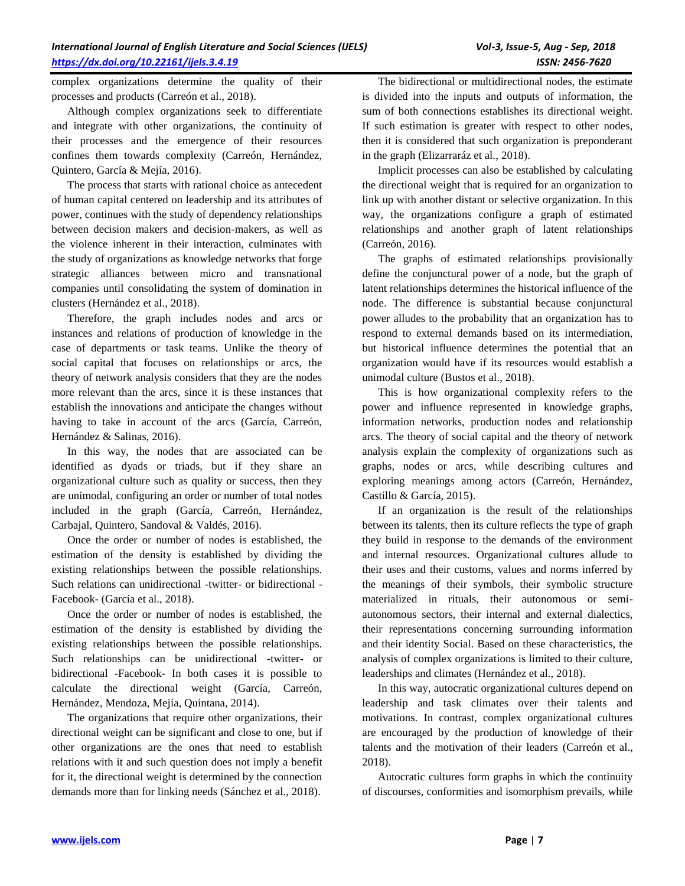complex organizations determine the quality of their processes and products (Carreón et al., 2018).

Although complex organizations seek to differentiate and integrate with other organizations, the continuity of their processes and the emergence of their resources confines them towards complexity (Carreón, Hernández, Quintero, García & Mejía, 2016).

The process that starts with rational choice as antecedent of human capital centered on leadership and its attributes of power, continues with the study of dependency relationships between decision makers and decision-makers, as well as the violence inherent in their interaction, culminates with the study of organizations as knowledge networks that forge strategic alliances between micro and transnational companies until consolidating the system of domination in clusters (Hernández et al., 2018).

Therefore, the graph includes nodes and arcs or instances and relations of production of knowledge in the case of departments or task teams. Unlike the theory of social capital that focuses on relationships or arcs, the theory of network analysis considers that they are the nodes more relevant than the arcs, since it is these instances that establish the innovations and anticipate the changes without having to take in account of the arcs (García, Carreón, Hernández & Salinas, 2016).

In this way, the nodes that are associated can be identified as dyads or triads, but if they share an organizational culture such as quality or success, then they are unimodal, configuring an order or number of total nodes included in the graph (García, Carreón, Hernández, Carbajal, Quintero, Sandoval & Valdés, 2016).

Once the order or number of nodes is established, the estimation of the density is established by dividing the existing relationships between the possible relationships. Such relations can unidirectional -twitter- or bidirectional -Facebook- (García et al., 2018).

Once the order or number of nodes is established, the estimation of the density is established by dividing the existing relationships between the possible relationships. Such relationships can be unidirectional -twitter- or bidirectional -Facebook- In both cases it is possible to calculate the directional weight (García, Carreón, Hernández, Mendoza, Mejía, Quintana, 2014).

The organizations that require other organizations, their directional weight can be significant and close to one, but if other organizations are the ones that need to establish relations with it and such question does not imply a benefit for it, the directional weight is determined by the connection demands more than for linking needs (Sánchez et al., 2018).

The bidirectional or multidirectional nodes, the estimate is divided into the inputs and outputs of information, the sum of both connections establishes its directional weight. If such estimation is greater with respect to other nodes, then it is considered that such organization is preponderant in the graph (Elizarraráz et al., 2018).

Implicit processes can also be established by calculating the directional weight that is required for an organization to link up with another distant or selective organization. In this way, the organizations configure a graph of estimated relationships and another graph of latent relationships (Carreón, 2016).

The graphs of estimated relationships provisionally define the conjunctural power of a node, but the graph of latent relationships determines the historical influence of the node. The difference is substantial because conjunctural power alludes to the probability that an organization has to respond to external demands based on its intermediation, but historical influence determines the potential that an organization would have if its resources would establish a unimodal culture (Bustos et al., 2018).

This is how organizational complexity refers to the power and influence represented in knowledge graphs, information networks, production nodes and relationship arcs. The theory of social capital and the theory of network analysis explain the complexity of organizations such as graphs, nodes or arcs, while describing cultures and exploring meanings among actors (Carreón, Hernández, Castillo & García, 2015).

If an organization is the result of the relationships between its talents, then its culture reflects the type of graph they build in response to the demands of the environment and internal resources. Organizational cultures allude to their uses and their customs, values and norms inferred by the meanings of their symbols, their symbolic structure materialized in rituals, their autonomous or semi-autonomous sectors, their internal and external dialectics, their representations concerning surrounding information and their identity Social. Based on these characteristics, the analysis of complex organizations is limited to their culture, leaderships and climates (Hernández et al., 2018).

In this way, autocratic organizational cultures depend on leadership and task climates over their talents and motivations. In contrast, complex organizational cultures are encouraged by the production of knowledge of their talents and the motivation of their leaders (Carreón et al., 2018).

Autocratic cultures form graphs in which the continuity of discourses, conformities and isomorphism prevails, while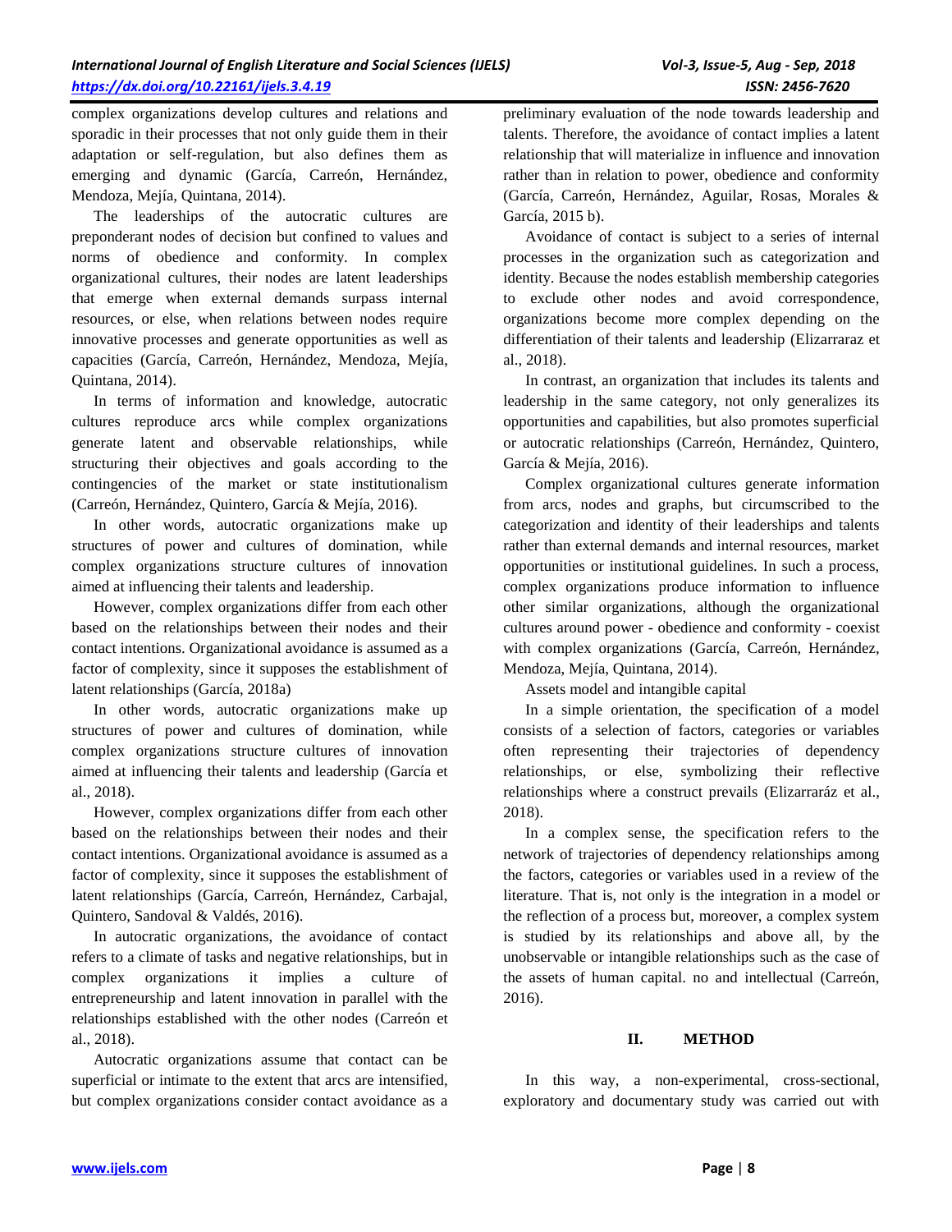complex organizations develop cultures and relations and sporadic in their processes that not only guide them in their adaptation or self-regulation, but also defines them as emerging and dynamic (García, Carreón, Hernández, Mendoza, Mejía, Quintana, 2014).

The leaderships of the autocratic cultures are preponderant nodes of decision but confined to values and norms of obedience and conformity. In complex organizational cultures, their nodes are latent leaderships that emerge when external demands surpass internal resources, or else, when relations between nodes require innovative processes and generate opportunities as well as capacities (García, Carreón, Hernández, Mendoza, Mejía, Quintana, 2014).

In terms of information and knowledge, autocratic cultures reproduce arcs while complex organizations generate latent and observable relationships, while structuring their objectives and goals according to the contingencies of the market or state institutionalism (Carreón, Hernández, Quintero, García & Mejía, 2016).

In other words, autocratic organizations make up structures of power and cultures of domination, while complex organizations structure cultures of innovation aimed at influencing their talents and leadership.

However, complex organizations differ from each other based on the relationships between their nodes and their contact intentions. Organizational avoidance is assumed as a factor of complexity, since it supposes the establishment of latent relationships (García, 2018a)

In other words, autocratic organizations make up structures of power and cultures of domination, while complex organizations structure cultures of innovation aimed at influencing their talents and leadership (García et al., 2018).

However, complex organizations differ from each other based on the relationships between their nodes and their contact intentions. Organizational avoidance is assumed as a factor of complexity, since it supposes the establishment of latent relationships (García, Carreón, Hernández, Carbajal, Quintero, Sandoval & Valdés, 2016).

In autocratic organizations, the avoidance of contact refers to a climate of tasks and negative relationships, but in complex organizations it implies a culture of entrepreneurship and latent innovation in parallel with the relationships established with the other nodes (Carreón et al., 2018).

Autocratic organizations assume that contact can be superficial or intimate to the extent that arcs are intensified, but complex organizations consider contact avoidance as a preliminary evaluation of the node towards leadership and talents. Therefore, the avoidance of contact implies a latent relationship that will materialize in influence and innovation rather than in relation to power, obedience and conformity (García, Carreón, Hernández, Aguilar, Rosas, Morales & García, 2015 b).

Avoidance of contact is subject to a series of internal processes in the organization such as categorization and identity. Because the nodes establish membership categories to exclude other nodes and avoid correspondence, organizations become more complex depending on the differentiation of their talents and leadership (Elizarraraz et al., 2018).

In contrast, an organization that includes its talents and leadership in the same category, not only generalizes its opportunities and capabilities, but also promotes superficial or autocratic relationships (Carreón, Hernández, Quintero, García & Mejía, 2016).

Complex organizational cultures generate information from arcs, nodes and graphs, but circumscribed to the categorization and identity of their leaderships and talents rather than external demands and internal resources, market opportunities or institutional guidelines. In such a process, complex organizations produce information to influence other similar organizations, although the organizational cultures around power - obedience and conformity - coexist with complex organizations (García, Carreón, Hernández, Mendoza, Mejía, Quintana, 2014).

Assets model and intangible capital

In a simple orientation, the specification of a model consists of a selection of factors, categories or variables often representing their trajectories of dependency relationships, or else, symbolizing their reflective relationships where a construct prevails (Elizarraráz et al., 2018).

In a complex sense, the specification refers to the network of trajectories of dependency relationships among the factors, categories or variables used in a review of the literature. That is, not only is the integration in a model or the reflection of a process but, moreover, a complex system is studied by its relationships and above all, by the unobservable or intangible relationships such as the case of the assets of human capital. no and intellectual (Carreón, 2016).

## II. METHOD

In this way, a non-experimental, cross-sectional, exploratory and documentary study was carried out with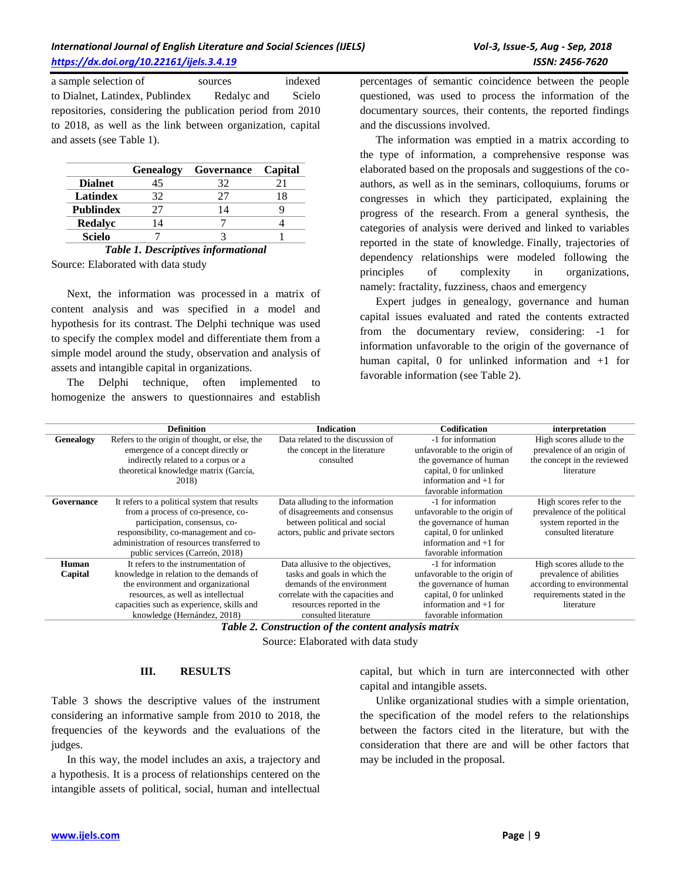a sample selection of sources indexed to Dialnet, Latindex, Publindex Redalyc and Scielo repositories, considering the publication period from 2010 to 2018, as well as the link between organization, capital and assets (see Table 1).

| | Genealogy | Governance | Capital |
|---|---|---|---|
| **Dialnet** | 45 | 32 | 21 |
| **Latindex** | 32 | 27 | 18 |
| **Publindex** | 27 | 14 | 9 |
| **Redalyc** | 14 | 7 | 4 |
| **Scielo** | 7 | 3 | 1 |

***Table 1. Descriptives informational***

Source: Elaborated with data study

Next, the information was processed in a matrix of content analysis and was specified in a model and hypothesis for its contrast. The Delphi technique was used to specify the complex model and differentiate them from a simple model around the study, observation and analysis of assets and intangible capital in organizations.

The Delphi technique, often implemented to homogenize the answers to questionnaires and establish percentages of semantic coincidence between the people questioned, was used to process the information of the documentary sources, their contents, the reported findings and the discussions involved.

The information was emptied in a matrix according to the type of information, a comprehensive response was elaborated based on the proposals and suggestions of the co-authors, as well as in the seminars, colloquiums, forums or congresses in which they participated, explaining the progress of the research. From a general synthesis, the categories of analysis were derived and linked to variables reported in the state of knowledge. Finally, trajectories of dependency relationships were modeled following the principles of complexity in organizations, namely: fractality, fuzziness, chaos and emergency

Expert judges in genealogy, governance and human capital issues evaluated and rated the contents extracted from the documentary review, considering: -1 for information unfavorable to the origin of the governance of human capital, 0 for unlinked information and +1 for favorable information (see Table 2).

| | Definition | Indication | Codification | interpretation |
|---|---|---|---|---|
| **Genealogy** | Refers to the origin of thought, or else, the emergence of a concept directly or indirectly related to a corpus or a theoretical knowledge matrix (García, 2018) | Data related to the discussion of the concept in the literature consulted | -1 for information unfavorable to the origin of the governance of human capital, 0 for unlinked information and +1 for favorable information | High scores allude to the prevalence of an origin of the concept in the reviewed literature |
| **Governance** | It refers to a political system that results from a process of co-presence, co-participation, consensus, co-responsibility, co-management and co-administration of resources transferred to public services (Carreón, 2018) | Data alluding to the information of disagreements and consensus between political and social actors, public and private sectors | -1 for information unfavorable to the origin of the governance of human capital, 0 for unlinked information and +1 for favorable information | High scores refer to the prevalence of the political system reported in the consulted literature |
| **Human Capital** | It refers to the instrumentation of knowledge in relation to the demands of the environment and organizational resources, as well as intellectual capacities such as experience, skills and knowledge (Hernández, 2018) | Data allusive to the objectives, tasks and goals in which the demands of the environment correlate with the capacities and resources reported in the consulted literature | -1 for information unfavorable to the origin of the governance of human capital, 0 for unlinked information and +1 for favorable information | High scores allude to the prevalence of abilities according to environmental requirements stated in the literature |

***Table 2. Construction of the content analysis matrix***

Source: Elaborated with data study

## III. RESULTS

Table 3 shows the descriptive values of the instrument considering an informative sample from 2010 to 2018, the frequencies of the keywords and the evaluations of the judges.

In this way, the model includes an axis, a trajectory and a hypothesis. It is a process of relationships centered on the intangible assets of political, social, human and intellectual capital, but which in turn are interconnected with other capital and intangible assets.

Unlike organizational studies with a simple orientation, the specification of the model refers to the relationships between the factors cited in the literature, but with the consideration that there are and will be other factors that may be included in the proposal.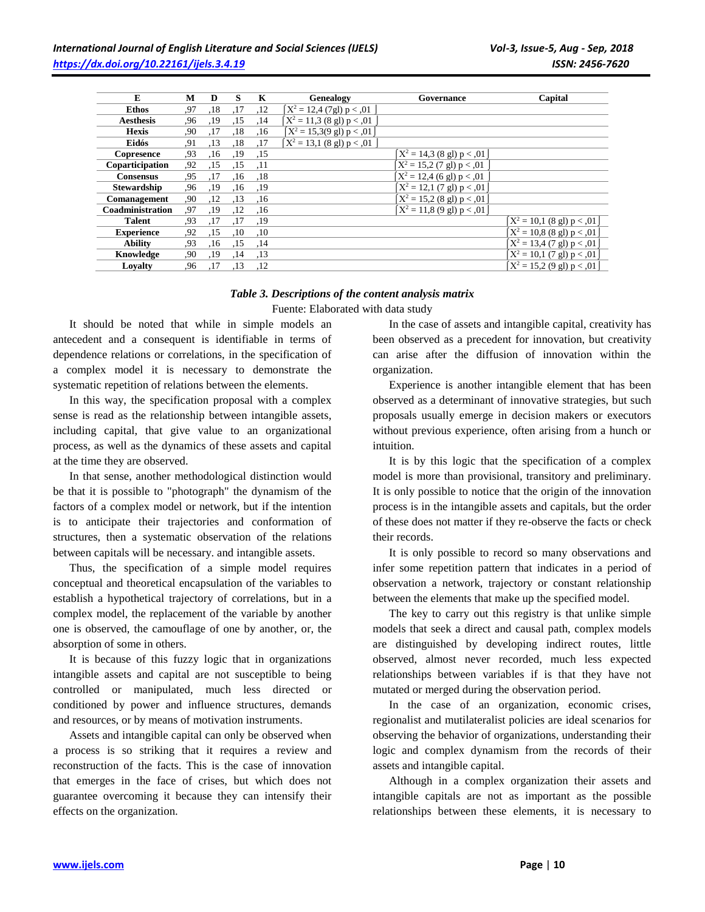| E | M | D | S | K | Genealogy | Governance | Capital |
|---|---|---|---|---|---|---|---|
| Ethos | ,97 | ,18 | ,17 | ,12 | $X^2 = 12,4$ (7gl) $p < ,01$ | | |
| Aesthesis | ,96 | ,19 | ,15 | ,14 | $X^2 = 11,3$ (8 gl) $p < ,01$ | | |
| Hexis | ,90 | ,17 | ,18 | ,16 | $X^2 = 15,3$(9 gl) $p < ,01$ | | |
| Eidós | ,91 | ,13 | ,18 | ,17 | $X^2 = 13,1$ (8 gl) $p < ,01$ | | |
| Copresence | ,93 | ,16 | ,19 | ,15 | | $X^2 = 14,3$ (8 gl) $p < ,01$ | |
| Coparticipation | ,92 | ,15 | ,15 | ,11 | | $X^2 = 15,2$ (7 gl) $p < ,01$ | |
| Consensus | ,95 | ,17 | ,16 | ,18 | | $X^2 = 12,4$ (6 gl) $p < ,01$ | |
| Stewardship | ,96 | ,19 | ,16 | ,19 | | $X^2 = 12,1$ (7 gl) $p < ,01$ | |
| Comanagement | ,90 | ,12 | ,13 | ,16 | | $X^2 = 15,2$ (8 gl) $p < ,01$ | |
| Coadministration | ,97 | ,19 | ,12 | ,16 | | $X^2 = 11,8$ (9 gl) $p < ,01$ | |
| Talent | ,93 | ,17 | ,17 | ,19 | | | $X^2 = 10,1$ (8 gl) $p < ,01$ |
| Experience | ,92 | ,15 | ,10 | ,10 | | | $X^2 = 10,8$ (8 gl) $p < ,01$ |
| Ability | ,93 | ,16 | ,15 | ,14 | | | $X^2 = 13,4$ (7 gl) $p < ,01$ |
| Knowledge | ,90 | ,19 | ,14 | ,13 | | | $X^2 = 10,1$ (7 gl) $p < ,01$ |
| Loyalty | ,96 | ,17 | ,13 | ,12 | | | $X^2 = 15,2$ (9 gl) $p < ,01$ |

***Table 3. Descriptions of the content analysis matrix***

Fuente: Elaborated with data study

It should be noted that while in simple models an antecedent and a consequent is identifiable in terms of dependence relations or correlations, in the specification of a complex model it is necessary to demonstrate the systematic repetition of relations between the elements.

In this way, the specification proposal with a complex sense is read as the relationship between intangible assets, including capital, that give value to an organizational process, as well as the dynamics of these assets and capital at the time they are observed.

In that sense, another methodological distinction would be that it is possible to "photograph" the dynamism of the factors of a complex model or network, but if the intention is to anticipate their trajectories and conformation of structures, then a systematic observation of the relations between capitals will be necessary. and intangible assets.

Thus, the specification of a simple model requires conceptual and theoretical encapsulation of the variables to establish a hypothetical trajectory of correlations, but in a complex model, the replacement of the variable by another one is observed, the camouflage of one by another, or, the absorption of some in others.

It is because of this fuzzy logic that in organizations intangible assets and capital are not susceptible to being controlled or manipulated, much less directed or conditioned by power and influence structures, demands and resources, or by means of motivation instruments.

Assets and intangible capital can only be observed when a process is so striking that it requires a review and reconstruction of the facts. This is the case of innovation that emerges in the face of crises, but which does not guarantee overcoming it because they can intensify their effects on the organization.

In the case of assets and intangible capital, creativity has been observed as a precedent for innovation, but creativity can arise after the diffusion of innovation within the organization.

Experience is another intangible element that has been observed as a determinant of innovative strategies, but such proposals usually emerge in decision makers or executors without previous experience, often arising from a hunch or intuition.

It is by this logic that the specification of a complex model is more than provisional, transitory and preliminary. It is only possible to notice that the origin of the innovation process is in the intangible assets and capitals, but the order of these does not matter if they re-observe the facts or check their records.

It is only possible to record so many observations and infer some repetition pattern that indicates in a period of observation a network, trajectory or constant relationship between the elements that make up the specified model.

The key to carry out this registry is that unlike simple models that seek a direct and causal path, complex models are distinguished by developing indirect routes, little observed, almost never recorded, much less expected relationships between variables if is that they have not mutated or merged during the observation period.

In the case of an organization, economic crises, regionalist and mutilateralist policies are ideal scenarios for observing the behavior of organizations, understanding their logic and complex dynamism from the records of their assets and intangible capital.

Although in a complex organization their assets and intangible capitals are not as important as the possible relationships between these elements, it is necessary to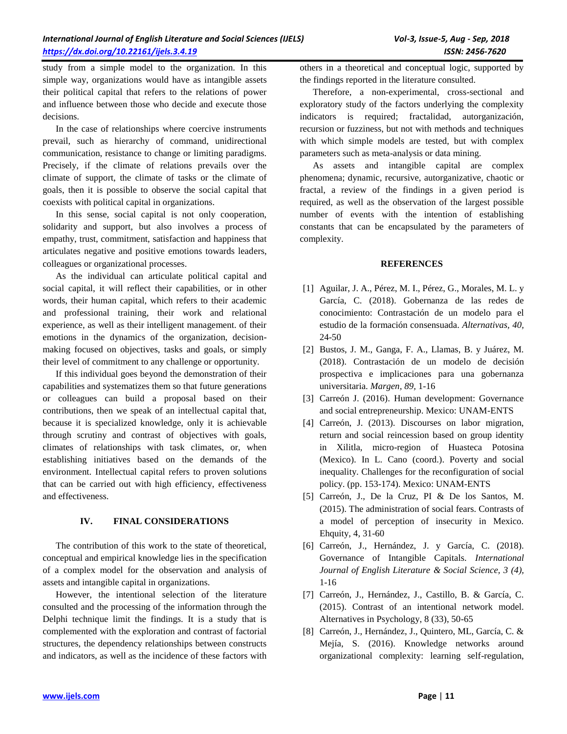study from a simple model to the organization. In this simple way, organizations would have as intangible assets their political capital that refers to the relations of power and influence between those who decide and execute those decisions.

In the case of relationships where coercive instruments prevail, such as hierarchy of command, unidirectional communication, resistance to change or limiting paradigms. Precisely, if the climate of relations prevails over the climate of support, the climate of tasks or the climate of goals, then it is possible to observe the social capital that coexists with political capital in organizations.

In this sense, social capital is not only cooperation, solidarity and support, but also involves a process of empathy, trust, commitment, satisfaction and happiness that articulates negative and positive emotions towards leaders, colleagues or organizational processes.

As the individual can articulate political capital and social capital, it will reflect their capabilities, or in other words, their human capital, which refers to their academic and professional training, their work and relational experience, as well as their intelligent management. of their emotions in the dynamics of the organization, decision-making focused on objectives, tasks and goals, or simply their level of commitment to any challenge or opportunity.

If this individual goes beyond the demonstration of their capabilities and systematizes them so that future generations or colleagues can build a proposal based on their contributions, then we speak of an intellectual capital that, because it is specialized knowledge, only it is achievable through scrutiny and contrast of objectives with goals, climates of relationships with task climates, or, when establishing initiatives based on the demands of the environment. Intellectual capital refers to proven solutions that can be carried out with high efficiency, effectiveness and effectiveness.

## IV. FINAL CONSIDERATIONS

The contribution of this work to the state of theoretical, conceptual and empirical knowledge lies in the specification of a complex model for the observation and analysis of assets and intangible capital in organizations.

However, the intentional selection of the literature consulted and the processing of the information through the Delphi technique limit the findings. It is a study that is complemented with the exploration and contrast of factorial structures, the dependency relationships between constructs and indicators, as well as the incidence of these factors with others in a theoretical and conceptual logic, supported by the findings reported in the literature consulted.

Therefore, a non-experimental, cross-sectional and exploratory study of the factors underlying the complexity indicators is required; fractalidad, autorganización, recursion or fuzziness, but not with methods and techniques with which simple models are tested, but with complex parameters such as meta-analysis or data mining.

As assets and intangible capital are complex phenomena; dynamic, recursive, autorganizative, chaotic or fractal, a review of the findings in a given period is required, as well as the observation of the largest possible number of events with the intention of establishing constants that can be encapsulated by the parameters of complexity.

## REFERENCES

[1] Aguilar, J. A., Pérez, M. I., Pérez, G., Morales, M. L. y García, C. (2018). Gobernanza de las redes de conocimiento: Contrastación de un modelo para el estudio de la formación consensuada. *Alternativas, 40*, 24-50

[2] Bustos, J. M., Ganga, F. A., Llamas, B. y Juárez, M. (2018). Contrastación de un modelo de decisión prospectiva e implicaciones para una gobernanza universitaria. *Margen, 89*, 1-16

[3] Carreón J. (2016). Human development: Governance and social entrepreneurship. Mexico: UNAM-ENTS

[4] Carreón, J. (2013). Discourses on labor migration, return and social reincession based on group identity in Xilitla, micro-region of Huasteca Potosina (Mexico). In L. Cano (coord.). Poverty and social inequality. Challenges for the reconfiguration of social policy. (pp. 153-174). Mexico: UNAM-ENTS

[5] Carreón, J., De la Cruz, PI & De los Santos, M. (2015). The administration of social fears. Contrasts of a model of perception of insecurity in Mexico. Ehquity, 4, 31-60

[6] Carreón, J., Hernández, J. y García, C. (2018). Governance of Intangible Capitals. *International Journal of English Literature & Social Science, 3 (4)*, 1-16

[7] Carreón, J., Hernández, J., Castillo, B. & García, C. (2015). Contrast of an intentional network model. Alternatives in Psychology, 8 (33), 50-65

[8] Carreón, J., Hernández, J., Quintero, ML, García, C. & Mejía, S. (2016). Knowledge networks around organizational complexity: learning self-regulation,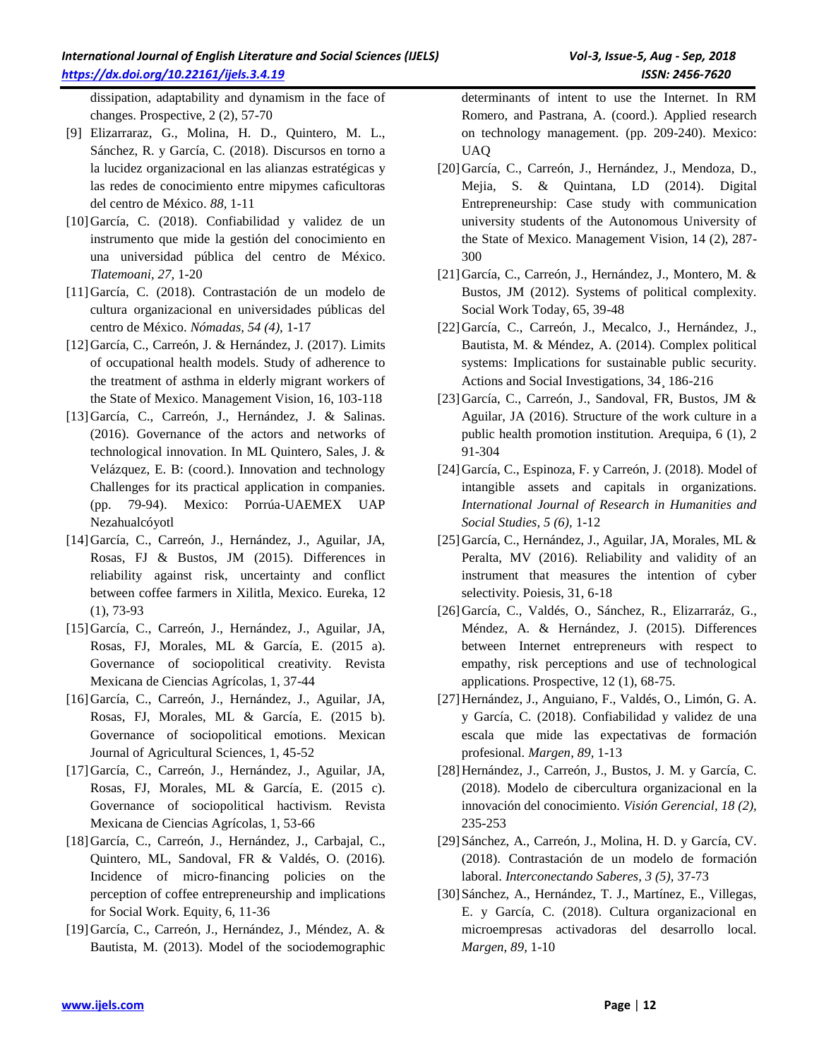dissipation, adaptability and dynamism in the face of changes. Prospective, 2 (2), 57-70

[9] Elizarraraz, G., Molina, H. D., Quintero, M. L., Sánchez, R. y García, C. (2018). Discursos en torno a la lucidez organizacional en las alianzas estratégicas y las redes de conocimiento entre mipymes caficultoras del centro de México. *88,* 1-11

[10] García, C. (2018). Confiabilidad y validez de un instrumento que mide la gestión del conocimiento en una universidad pública del centro de México. *Tlatemoani, 27,* 1-20

[11] García, C. (2018). Contrastación de un modelo de cultura organizacional en universidades públicas del centro de México. *Nómadas, 54 (4),* 1-17

[12] García, C., Carreón, J. & Hernández, J. (2017). Limits of occupational health models. Study of adherence to the treatment of asthma in elderly migrant workers of the State of Mexico. Management Vision, 16, 103-118

[13] García, C., Carreón, J., Hernández, J. & Salinas. (2016). Governance of the actors and networks of technological innovation. In ML Quintero, Sales, J. & Velázquez, E. B: (coord.). Innovation and technology Challenges for its practical application in companies. (pp. 79-94). Mexico: Porrúa-UAEMEX UAP Nezahualcóyotl

[14] García, C., Carreón, J., Hernández, J., Aguilar, JA, Rosas, FJ & Bustos, JM (2015). Differences in reliability against risk, uncertainty and conflict between coffee farmers in Xilitla, Mexico. Eureka, 12 (1), 73-93

[15] García, C., Carreón, J., Hernández, J., Aguilar, JA, Rosas, FJ, Morales, ML & García, E. (2015 a). Governance of sociopolitical creativity. Revista Mexicana de Ciencias Agrícolas, 1, 37-44

[16] García, C., Carreón, J., Hernández, J., Aguilar, JA, Rosas, FJ, Morales, ML & García, E. (2015 b). Governance of sociopolitical emotions. Mexican Journal of Agricultural Sciences, 1, 45-52

[17] García, C., Carreón, J., Hernández, J., Aguilar, JA, Rosas, FJ, Morales, ML & García, E. (2015 c). Governance of sociopolitical hactivism. Revista Mexicana de Ciencias Agrícolas, 1, 53-66

[18] García, C., Carreón, J., Hernández, J., Carbajal, C., Quintero, ML, Sandoval, FR & Valdés, O. (2016). Incidence of micro-financing policies on the perception of coffee entrepreneurship and implications for Social Work. Equity, 6, 11-36

[19] García, C., Carreón, J., Hernández, J., Méndez, A. & Bautista, M. (2013). Model of the sociodemographic determinants of intent to use the Internet. In RM Romero, and Pastrana, A. (coord.). Applied research on technology management. (pp. 209-240). Mexico: UAQ

[20] García, C., Carreón, J., Hernández, J., Mendoza, D., Mejia, S. & Quintana, LD (2014). Digital Entrepreneurship: Case study with communication university students of the Autonomous University of the State of Mexico. Management Vision, 14 (2), 287-300

[21] García, C., Carreón, J., Hernández, J., Montero, M. & Bustos, JM (2012). Systems of political complexity. Social Work Today, 65, 39-48

[22] García, C., Carreón, J., Mecalco, J., Hernández, J., Bautista, M. & Méndez, A. (2014). Complex political systems: Implications for sustainable public security. Actions and Social Investigations, 34¸ 186-216

[23] García, C., Carreón, J., Sandoval, FR, Bustos, JM & Aguilar, JA (2016). Structure of the work culture in a public health promotion institution. Arequipa, 6 (1), 2 91-304

[24] García, C., Espinoza, F. y Carreón, J. (2018). Model of intangible assets and capitals in organizations. *International Journal of Research in Humanities and Social Studies, 5 (6),* 1-12

[25] García, C., Hernández, J., Aguilar, JA, Morales, ML & Peralta, MV (2016). Reliability and validity of an instrument that measures the intention of cyber selectivity. Poiesis, 31, 6-18

[26] García, C., Valdés, O., Sánchez, R., Elizarraráz, G., Méndez, A. & Hernández, J. (2015). Differences between Internet entrepreneurs with respect to empathy, risk perceptions and use of technological applications. Prospective, 12 (1), 68-75.

[27] Hernández, J., Anguiano, F., Valdés, O., Limón, G. A. y García, C. (2018). Confiabilidad y validez de una escala que mide las expectativas de formación profesional. *Margen, 89,* 1-13

[28] Hernández, J., Carreón, J., Bustos, J. M. y García, C. (2018). Modelo de cibercultura organizacional en la innovación del conocimiento. *Visión Gerencial, 18 (2),* 235-253

[29] Sánchez, A., Carreón, J., Molina, H. D. y García, CV. (2018). Contrastación de un modelo de formación laboral. *Interconectando Saberes, 3 (5),* 37-73

[30] Sánchez, A., Hernández, T. J., Martínez, E., Villegas, E. y García, C. (2018). Cultural organizacional en microempresas activadoras del desarrollo local. *Margen, 89,* 1-10